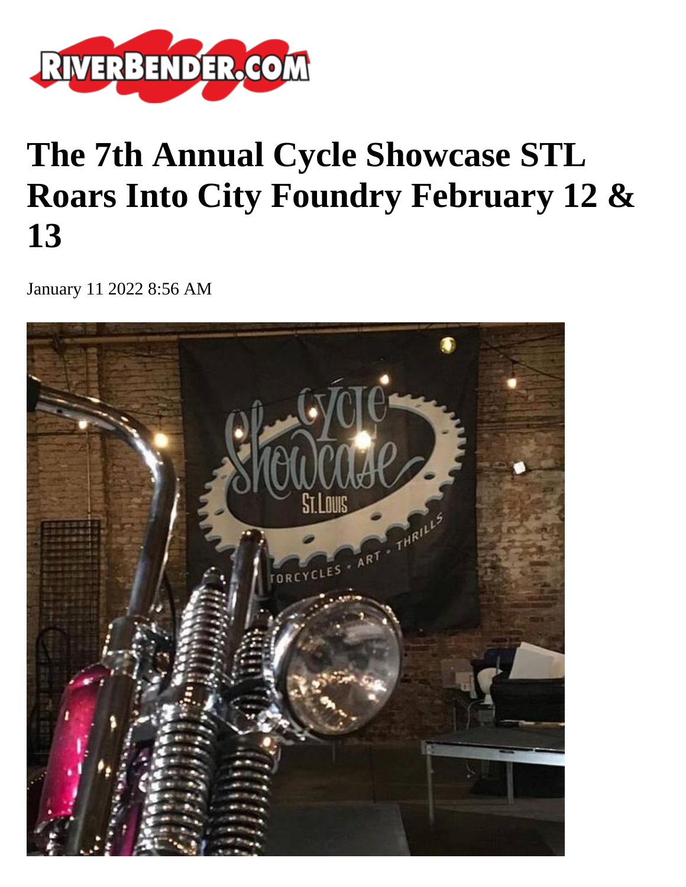# The 7th Annual Cycle Showcase STL Roars Into City Foundry February 12 & 13

January 11 2022 8:56 AM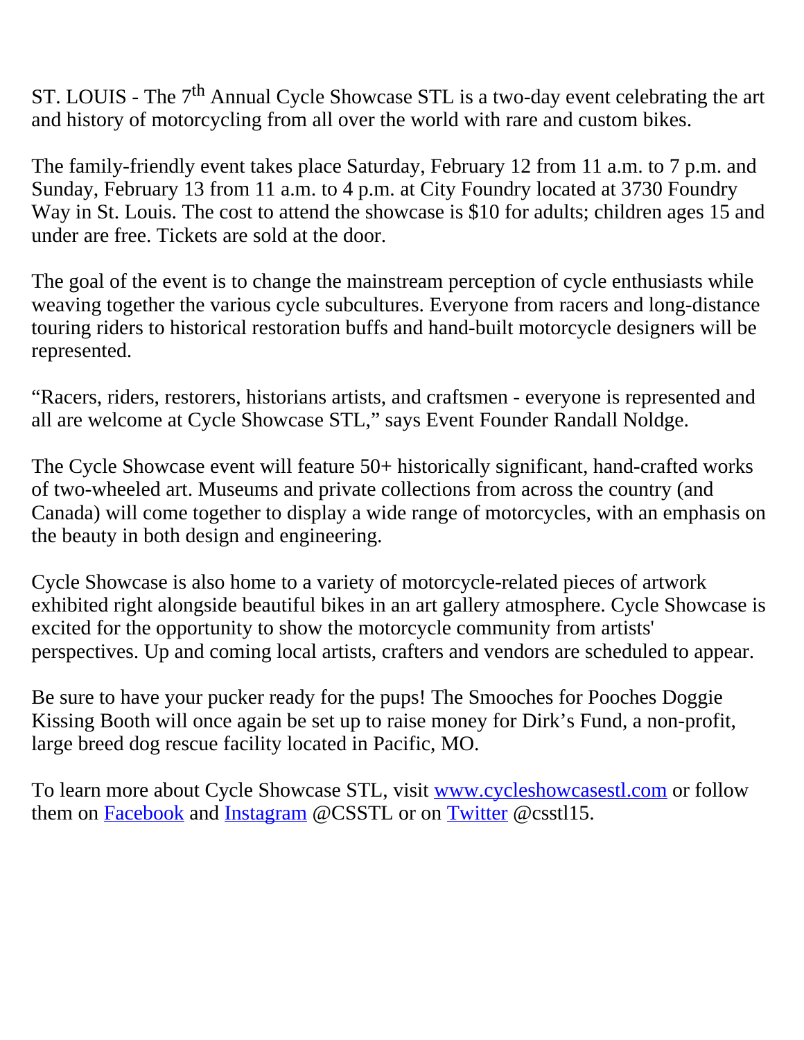ST. LOUIS - The 7th Annual Cycle Showcase STL is a two-day event celebrating the art and history of motorcycling from all over the world with rare and custom bikes.

The family-friendly event takes place Saturday, February 12 from 11 a.m. to 7 p.m. and Sunday, February 13 from 11 a.m. to 4 p.m. at City Foundry located at 3730 Foundry Way in St. Louis. The cost to attend the showcase is $10 for adults; children ages 15 and under are free. Tickets are sold at the door.

The goal of the event is to change the mainstream perception of cycle enthusiasts while weaving together the various cycle subcultures. Everyone from racers and long-distance touring riders to historical restoration buffs and hand-built motorcycle designers will be represented.

"Racers, riders, restorers, historians artists, and craftsmen - everyone is represented and all are welcome at Cycle Showcase STL," says Event Founder Randall Noldge.

The Cycle Showcase event will feature 50+ historically significant, hand-crafted works of two-wheeled art. Museums and private collections from across the country (and Canada) will come together to display a wide range of motorcycles, with an emphasis on the beauty in both design and engineering.

Cycle Showcase is also home to a variety of motorcycle-related pieces of artwork exhibited right alongside beautiful bikes in an art gallery atmosphere. Cycle Showcase is excited for the opportunity to show the motorcycle community from artists' perspectives. Up and coming local artists, crafters and vendors are scheduled to appear.

Be sure to have your pucker ready for the pups! The Smooches for Pooches Doggie Kissing Booth will once again be set up to raise money for Dirk's Fund, a non-profit, large breed dog rescue facility located in Pacific, MO.

To learn more about Cycle Showcase STL, visit [www.cycleshowcasestl.com](http://www.cycleshowcasestl.com) or follow them on Facebook and Instagram @CSSTL or on Twitter @csstl15.